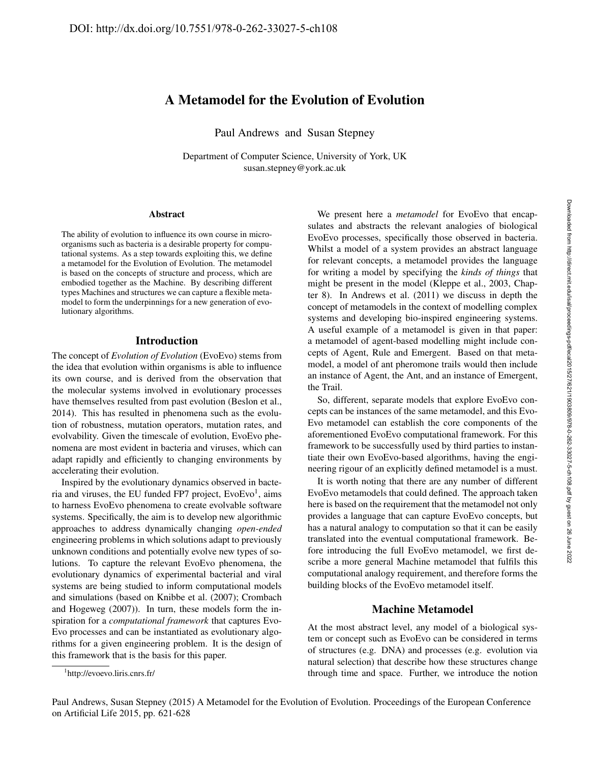DOI: http://dx.doi.org/10.7551/978-0-262-33027-5-ch108

# A Metamodel for the Evolution of Evolution

Paul Andrews and Susan Stepney

Department of Computer Science, University of York, UK
susan.stepney@york.ac.uk

### Abstract

The ability of evolution to influence its own course in microorganisms such as bacteria is a desirable property for computational systems. As a step towards exploiting this, we define a metamodel for the Evolution of Evolution. The metamodel is based on the concepts of structure and process, which are embodied together as the Machine. By describing different types Machines and structures we can capture a flexible metamodel to form the underpinnings for a new generation of evolutionary algorithms.

## Introduction

The concept of *Evolution of Evolution* (EvoEvo) stems from the idea that evolution within organisms is able to influence its own course, and is derived from the observation that the molecular systems involved in evolutionary processes have themselves resulted from past evolution (Beslon et al., 2014). This has resulted in phenomena such as the evolution of robustness, mutation operators, mutation rates, and evolvability. Given the timescale of evolution, EvoEvo phenomena are most evident in bacteria and viruses, which can adapt rapidly and efficiently to changing environments by accelerating their evolution.

Inspired by the evolutionary dynamics observed in bacteria and viruses, the EU funded FP7 project, EvoEvo[1], aims to harness EvoEvo phenomena to create evolvable software systems. Specifically, the aim is to develop new algorithmic approaches to address dynamically changing *open-ended* engineering problems in which solutions adapt to previously unknown conditions and potentially evolve new types of solutions. To capture the relevant EvoEvo phenomena, the evolutionary dynamics of experimental bacterial and viral systems are being studied to inform computational models and simulations (based on Knibbe et al. (2007); Crombach and Hogeweg (2007)). In turn, these models form the inspiration for a *computational framework* that captures EvoEvo processes and can be instantiated as evolutionary algorithms for a given engineering problem. It is the design of this framework that is the basis for this paper.

[1] http://evoevo.liris.cnrs.fr/

We present here a *metamodel* for EvoEvo that encapsulates and abstracts the relevant analogies of biological EvoEvo processes, specifically those observed in bacteria. Whilst a model of a system provides an abstract language for relevant concepts, a metamodel provides the language for writing a model by specifying the *kinds of things* that might be present in the model (Kleppe et al., 2003, Chapter 8). In Andrews et al. (2011) we discuss in depth the concept of metamodels in the context of modelling complex systems and developing bio-inspired engineering systems. A useful example of a metamodel is given in that paper: a metamodel of agent-based modelling might include concepts of Agent, Rule and Emergent. Based on that metamodel, a model of ant pheromone trails would then include an instance of Agent, the Ant, and an instance of Emergent, the Trail.

So, different, separate models that explore EvoEvo concepts can be instances of the same metamodel, and this EvoEvo metamodel can establish the core components of the aforementioned EvoEvo computational framework. For this framework to be successfully used by third parties to instantiate their own EvoEvo-based algorithms, having the engineering rigour of an explicitly defined metamodel is a must.

It is worth noting that there are any number of different EvoEvo metamodels that could defined. The approach taken here is based on the requirement that the metamodel not only provides a language that can capture EvoEvo concepts, but has a natural analogy to computation so that it can be easily translated into the eventual computational framework. Before introducing the full EvoEvo metamodel, we first describe a more general Machine metamodel that fulfils this computational analogy requirement, and therefore forms the building blocks of the EvoEvo metamodel itself.

## Machine Metamodel

At the most abstract level, any model of a biological system or concept such as EvoEvo can be considered in terms of structures (e.g. DNA) and processes (e.g. evolution via natural selection) that describe how these structures change through time and space. Further, we introduce the notion

Paul Andrews, Susan Stepney (2015) A Metamodel for the Evolution of Evolution. Proceedings of the European Conference on Artificial Life 2015, pp. 621-628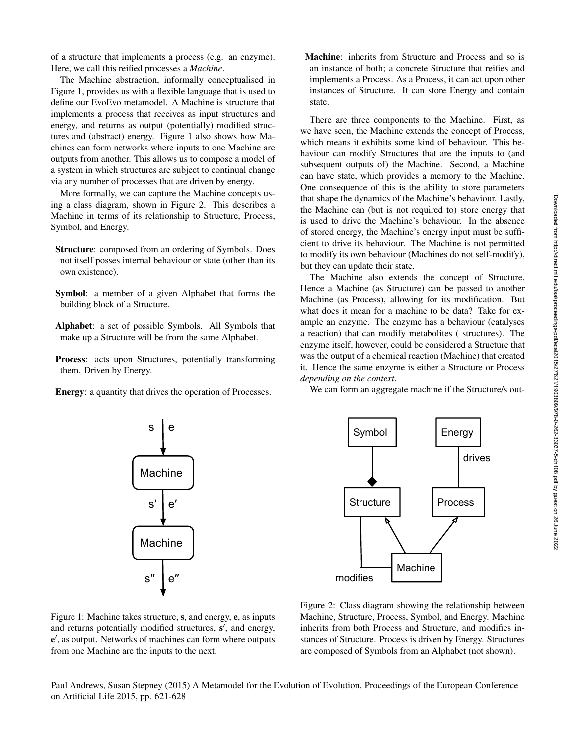of a structure that implements a process (e.g. an enzyme). Here, we call this reified processes a *Machine*.

The Machine abstraction, informally conceptualised in Figure 1, provides us with a flexible language that is used to define our EvoEvo metamodel. A Machine is structure that implements a process that receives as input structures and energy, and returns as output (potentially) modified structures and (abstract) energy. Figure 1 also shows how Machines can form networks where inputs to one Machine are outputs from another. This allows us to compose a model of a system in which structures are subject to continual change via any number of processes that are driven by energy.

More formally, we can capture the Machine concepts using a class diagram, shown in Figure 2. This describes a Machine in terms of its relationship to Structure, Process, Symbol, and Energy.

**Structure**: composed from an ordering of Symbols. Does not itself posses internal behaviour or state (other than its own existence).

**Symbol**: a member of a given Alphabet that forms the building block of a Structure.

**Alphabet**: a set of possible Symbols. All Symbols that make up a Structure will be from the same Alphabet.

**Process**: acts upon Structures, potentially transforming them. Driven by Energy.

**Energy**: a quantity that drives the operation of Processes.

**Machine**: inherits from Structure and Process and so is an instance of both; a concrete Structure that reifies and implements a Process. As a Process, it can act upon other instances of Structure. It can store Energy and contain state.

There are three components to the Machine. First, as we have seen, the Machine extends the concept of Process, which means it exhibits some kind of behaviour. This behaviour can modify Structures that are the inputs to (and subsequent outputs of) the Machine. Second, a Machine can have state, which provides a memory to the Machine. One consequence of this is the ability to store parameters that shape the dynamics of the Machine's behaviour. Lastly, the Machine can (but is not required to) store energy that is used to drive the Machine's behaviour. In the absence of stored energy, the Machine's energy input must be sufficient to drive its behaviour. The Machine is not permitted to modify its own behaviour (Machines do not self-modify), but they can update their state.

The Machine also extends the concept of Structure. Hence a Machine (as Structure) can be passed to another Machine (as Process), allowing for its modification. But what does it mean for a machine to be data? Take for example an enzyme. The enzyme has a behaviour (catalyses a reaction) that can modify metabolites ( structures). The enzyme itself, however, could be considered a Structure that was the output of a chemical reaction (Machine) that created it. Hence the same enzyme is either a Structure or Process *depending on the context*.

We can form an aggregate machine if the Structure/s out-

Figure 1: Machine takes structure, **s**, and energy, **e**, as inputs and returns potentially modified structures, **s′**, and energy, **e′**, as output. Networks of machines can form where outputs from one Machine are the inputs to the next.

Figure 2: Class diagram showing the relationship between Machine, Structure, Process, Symbol, and Energy. Machine inherits from both Process and Structure, and modifies instances of Structure. Process is driven by Energy. Structures are composed of Symbols from an Alphabet (not shown).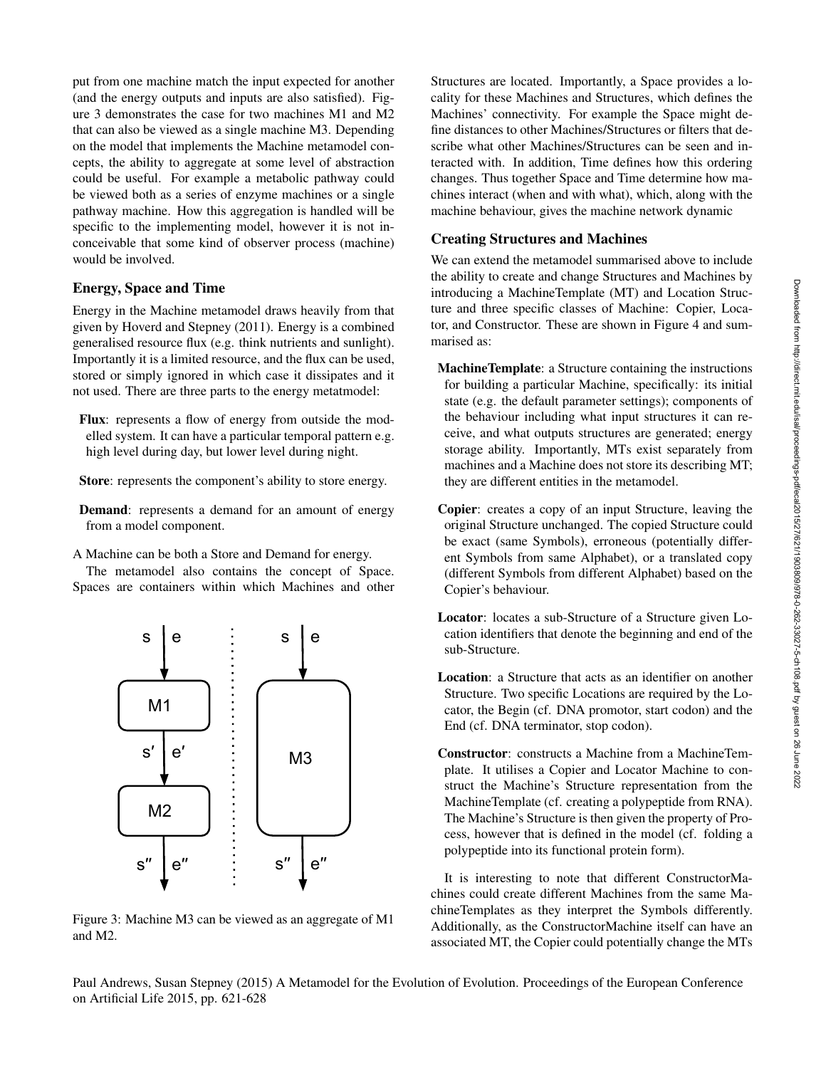put from one machine match the input expected for another (and the energy outputs and inputs are also satisfied). Figure 3 demonstrates the case for two machines M1 and M2 that can also be viewed as a single machine M3. Depending on the model that implements the Machine metamodel concepts, the ability to aggregate at some level of abstraction could be useful. For example a metabolic pathway could be viewed both as a series of enzyme machines or a single pathway machine. How this aggregation is handled will be specific to the implementing model, however it is not inconceivable that some kind of observer process (machine) would be involved.

## Energy, Space and Time

Energy in the Machine metamodel draws heavily from that given by Hoverd and Stepney (2011). Energy is a combined generalised resource flux (e.g. think nutrients and sunlight). Importantly it is a limited resource, and the flux can be used, stored or simply ignored in which case it dissipates and it not used. There are three parts to the energy metatmodel:

- **Flux**: represents a flow of energy from outside the modelled system. It can have a particular temporal pattern e.g. high level during day, but lower level during night.
- **Store**: represents the component's ability to store energy.
- **Demand**: represents a demand for an amount of energy from a model component.

A Machine can be both a Store and Demand for energy.

The metamodel also contains the concept of Space. Spaces are containers within which Machines and other Structures are located. Importantly, a Space provides a locality for these Machines and Structures, which defines the Machines' connectivity. For example the Space might define distances to other Machines/Structures or filters that describe what other Machines/Structures can be seen and interacted with. In addition, Time defines how this ordering changes. Thus together Space and Time determine how machines interact (when and with what), which, along with the machine behaviour, gives the machine network dynamic

Figure 3: Machine M3 can be viewed as an aggregate of M1 and M2.

## Creating Structures and Machines

We can extend the metamodel summarised above to include the ability to create and change Structures and Machines by introducing a MachineTemplate (MT) and Location Structure and three specific classes of Machine: Copier, Locator, and Constructor. These are shown in Figure 4 and summarised as:

- **MachineTemplate**: a Structure containing the instructions for building a particular Machine, specifically: its initial state (e.g. the default parameter settings); components of the behaviour including what input structures it can receive, and what outputs structures are generated; energy storage ability. Importantly, MTs exist separately from machines and a Machine does not store its describing MT; they are different entities in the metamodel.
- **Copier**: creates a copy of an input Structure, leaving the original Structure unchanged. The copied Structure could be exact (same Symbols), erroneous (potentially different Symbols from same Alphabet), or a translated copy (different Symbols from different Alphabet) based on the Copier's behaviour.
- **Locator**: locates a sub-Structure of a Structure given Location identifiers that denote the beginning and end of the sub-Structure.
- **Location**: a Structure that acts as an identifier on another Structure. Two specific Locations are required by the Locator, the Begin (cf. DNA promotor, start codon) and the End (cf. DNA terminator, stop codon).
- **Constructor**: constructs a Machine from a MachineTemplate. It utilises a Copier and Locator Machine to construct the Machine's Structure representation from the MachineTemplate (cf. creating a polypeptide from RNA). The Machine's Structure is then given the property of Process, however that is defined in the model (cf. folding a polypeptide into its functional protein form).

It is interesting to note that different ConstructorMachines could create different Machines from the same MachineTemplates as they interpret the Symbols differently. Additionally, as the ConstructorMachine itself can have an associated MT, the Copier could potentially change the MTs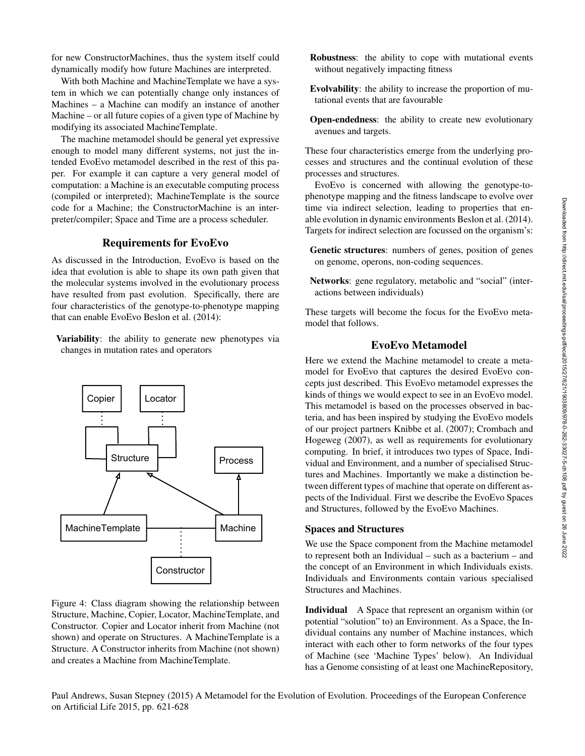for new ConstructorMachines, thus the system itself could dynamically modify how future Machines are interpreted.

With both Machine and MachineTemplate we have a system in which we can potentially change only instances of Machines – a Machine can modify an instance of another Machine – or all future copies of a given type of Machine by modifying its associated MachineTemplate.

The machine metamodel should be general yet expressive enough to model many different systems, not just the intended EvoEvo metamodel described in the rest of this paper. For example it can capture a very general model of computation: a Machine is an executable computing process (compiled or interpreted); MachineTemplate is the source code for a Machine; the ConstructorMachine is an interpreter/compiler; Space and Time are a process scheduler.

## Requirements for EvoEvo

As discussed in the Introduction, EvoEvo is based on the idea that evolution is able to shape its own path given that the molecular systems involved in the evolutionary process have resulted from past evolution. Specifically, there are four characteristics of the genotype-to-phenotype mapping that can enable EvoEvo Beslon et al. (2014):

- **Variability**: the ability to generate new phenotypes via changes in mutation rates and operators

Figure 4: Class diagram showing the relationship between Structure, Machine, Copier, Locator, MachineTemplate, and Constructor. Copier and Locator inherit from Machine (not shown) and operate on Structures. A MachineTemplate is a Structure. A Constructor inherits from Machine (not shown) and creates a Machine from MachineTemplate.

- **Robustness**: the ability to cope with mutational events without negatively impacting fitness
- **Evolvability**: the ability to increase the proportion of mutational events that are favourable
- **Open-endedness**: the ability to create new evolutionary avenues and targets.

These four characteristics emerge from the underlying processes and structures and the continual evolution of these processes and structures.

EvoEvo is concerned with allowing the genotype-to-phenotype mapping and the fitness landscape to evolve over time via indirect selection, leading to properties that enable evolution in dynamic environments Beslon et al. (2014). Targets for indirect selection are focussed on the organism's:

- **Genetic structures**: numbers of genes, position of genes on genome, operons, non-coding sequences.
- **Networks**: gene regulatory, metabolic and "social" (interactions between individuals)

These targets will become the focus for the EvoEvo metamodel that follows.

## EvoEvo Metamodel

Here we extend the Machine metamodel to create a metamodel for EvoEvo that captures the desired EvoEvo concepts just described. This EvoEvo metamodel expresses the kinds of things we would expect to see in an EvoEvo model. This metamodel is based on the processes observed in bacteria, and has been inspired by studying the EvoEvo models of our project partners Knibbe et al. (2007); Crombach and Hogeweg (2007), as well as requirements for evolutionary computing. In brief, it introduces two types of Space, Individual and Environment, and a number of specialised Structures and Machines. Importantly we make a distinction between different types of machine that operate on different aspects of the Individual. First we describe the EvoEvo Spaces and Structures, followed by the EvoEvo Machines.

### Spaces and Structures

We use the Space component from the Machine metamodel to represent both an Individual – such as a bacterium – and the concept of an Environment in which Individuals exists. Individuals and Environments contain various specialised Structures and Machines.

**Individual** A Space that represent an organism within (or potential "solution" to) an Environment. As a Space, the Individual contains any number of Machine instances, which interact with each other to form networks of the four types of Machine (see 'Machine Types' below). An Individual has a Genome consisting of at least one MachineRepository,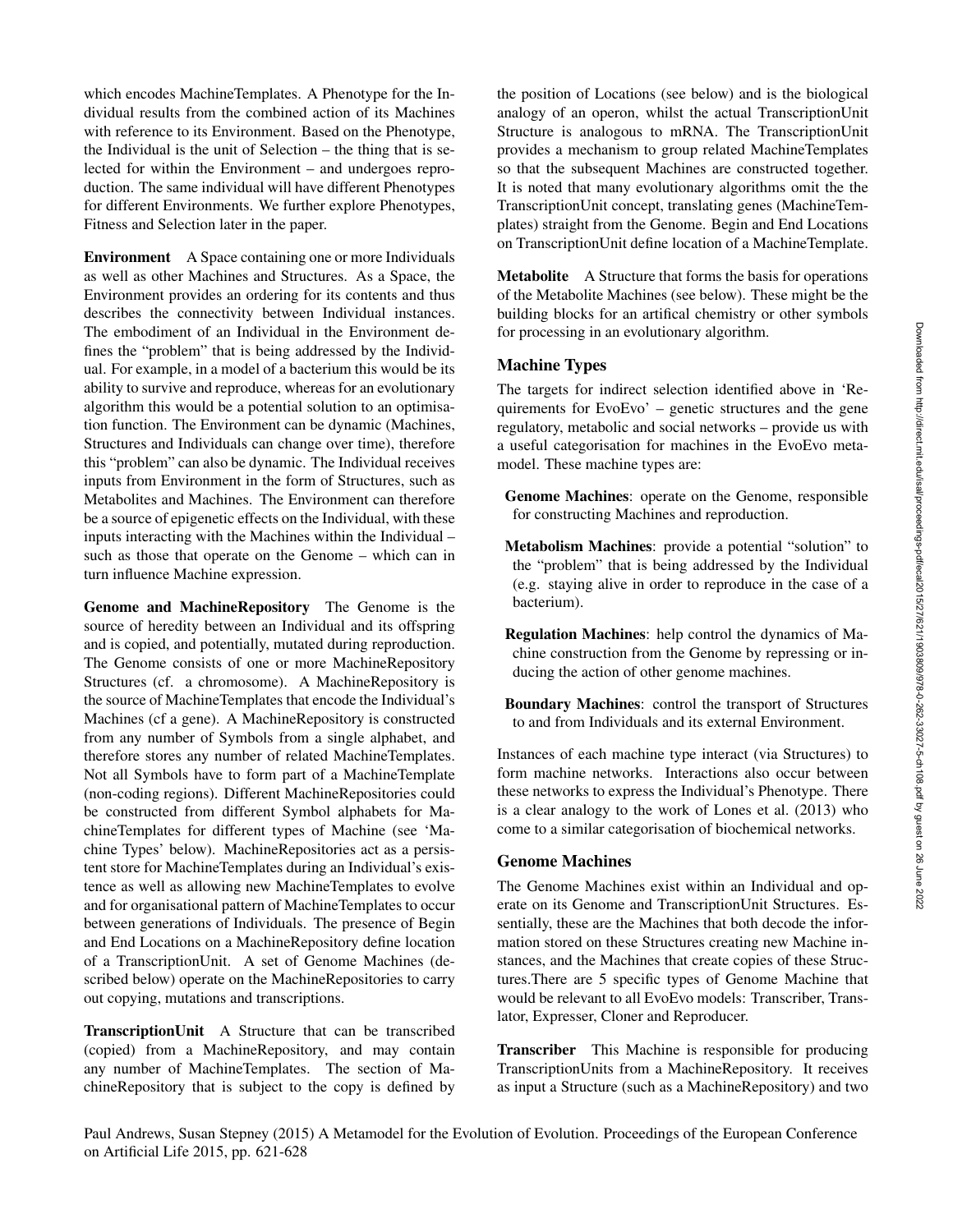which encodes MachineTemplates. A Phenotype for the Individual results from the combined action of its Machines with reference to its Environment. Based on the Phenotype, the Individual is the unit of Selection – the thing that is selected for within the Environment – and undergoes reproduction. The same individual will have different Phenotypes for different Environments. We further explore Phenotypes, Fitness and Selection later in the paper.

**Environment** A Space containing one or more Individuals as well as other Machines and Structures. As a Space, the Environment provides an ordering for its contents and thus describes the connectivity between Individual instances. The embodiment of an Individual in the Environment defines the "problem" that is being addressed by the Individual. For example, in a model of a bacterium this would be its ability to survive and reproduce, whereas for an evolutionary algorithm this would be a potential solution to an optimisation function. The Environment can be dynamic (Machines, Structures and Individuals can change over time), therefore this "problem" can also be dynamic. The Individual receives inputs from Environment in the form of Structures, such as Metabolites and Machines. The Environment can therefore be a source of epigenetic effects on the Individual, with these inputs interacting with the Machines within the Individual – such as those that operate on the Genome – which can in turn influence Machine expression.

**Genome and MachineRepository** The Genome is the source of heredity between an Individual and its offspring and is copied, and potentially, mutated during reproduction. The Genome consists of one or more MachineRepository Structures (cf. a chromosome). A MachineRepository is the source of MachineTemplates that encode the Individual's Machines (cf a gene). A MachineRepository is constructed from any number of Symbols from a single alphabet, and therefore stores any number of related MachineTemplates. Not all Symbols have to form part of a MachineTemplate (non-coding regions). Different MachineRepositories could be constructed from different Symbol alphabets for MachineTemplates for different types of Machine (see 'Machine Types' below). MachineRepositories act as a persistent store for MachineTemplates during an Individual's existence as well as allowing new MachineTemplates to evolve and for organisational pattern of MachineTemplates to occur between generations of Individuals. The presence of Begin and End Locations on a MachineRepository define location of a TranscriptionUnit. A set of Genome Machines (described below) operate on the MachineRepositories to carry out copying, mutations and transcriptions.

**TranscriptionUnit** A Structure that can be transcribed (copied) from a MachineRepository, and may contain any number of MachineTemplates. The section of MachineRepository that is subject to the copy is defined by the position of Locations (see below) and is the biological analogy of an operon, whilst the actual TranscriptionUnit Structure is analogous to mRNA. The TranscriptionUnit provides a mechanism to group related MachineTemplates so that the subsequent Machines are constructed together. It is noted that many evolutionary algorithms omit the the TranscriptionUnit concept, translating genes (MachineTemplates) straight from the Genome. Begin and End Locations on TranscriptionUnit define location of a MachineTemplate.

**Metabolite** A Structure that forms the basis for operations of the Metabolite Machines (see below). These might be the building blocks for an artifical chemistry or other symbols for processing in an evolutionary algorithm.

## Machine Types

The targets for indirect selection identified above in 'Requirements for EvoEvo' – genetic structures and the gene regulatory, metabolic and social networks – provide us with a useful categorisation for machines in the EvoEvo metamodel. These machine types are:

- **Genome Machines**: operate on the Genome, responsible for constructing Machines and reproduction.
- **Metabolism Machines**: provide a potential "solution" to the "problem" that is being addressed by the Individual (e.g. staying alive in order to reproduce in the case of a bacterium).
- **Regulation Machines**: help control the dynamics of Machine construction from the Genome by repressing or inducing the action of other genome machines.
- **Boundary Machines**: control the transport of Structures to and from Individuals and its external Environment.

Instances of each machine type interact (via Structures) to form machine networks. Interactions also occur between these networks to express the Individual's Phenotype. There is a clear analogy to the work of Lones et al. (2013) who come to a similar categorisation of biochemical networks.

## Genome Machines

The Genome Machines exist within an Individual and operate on its Genome and TranscriptionUnit Structures. Essentially, these are the Machines that both decode the information stored on these Structures creating new Machine instances, and the Machines that create copies of these Structures.There are 5 specific types of Genome Machine that would be relevant to all EvoEvo models: Transcriber, Translator, Expresser, Cloner and Reproducer.

**Transcriber** This Machine is responsible for producing TranscriptionUnits from a MachineRepository. It receives as input a Structure (such as a MachineRepository) and two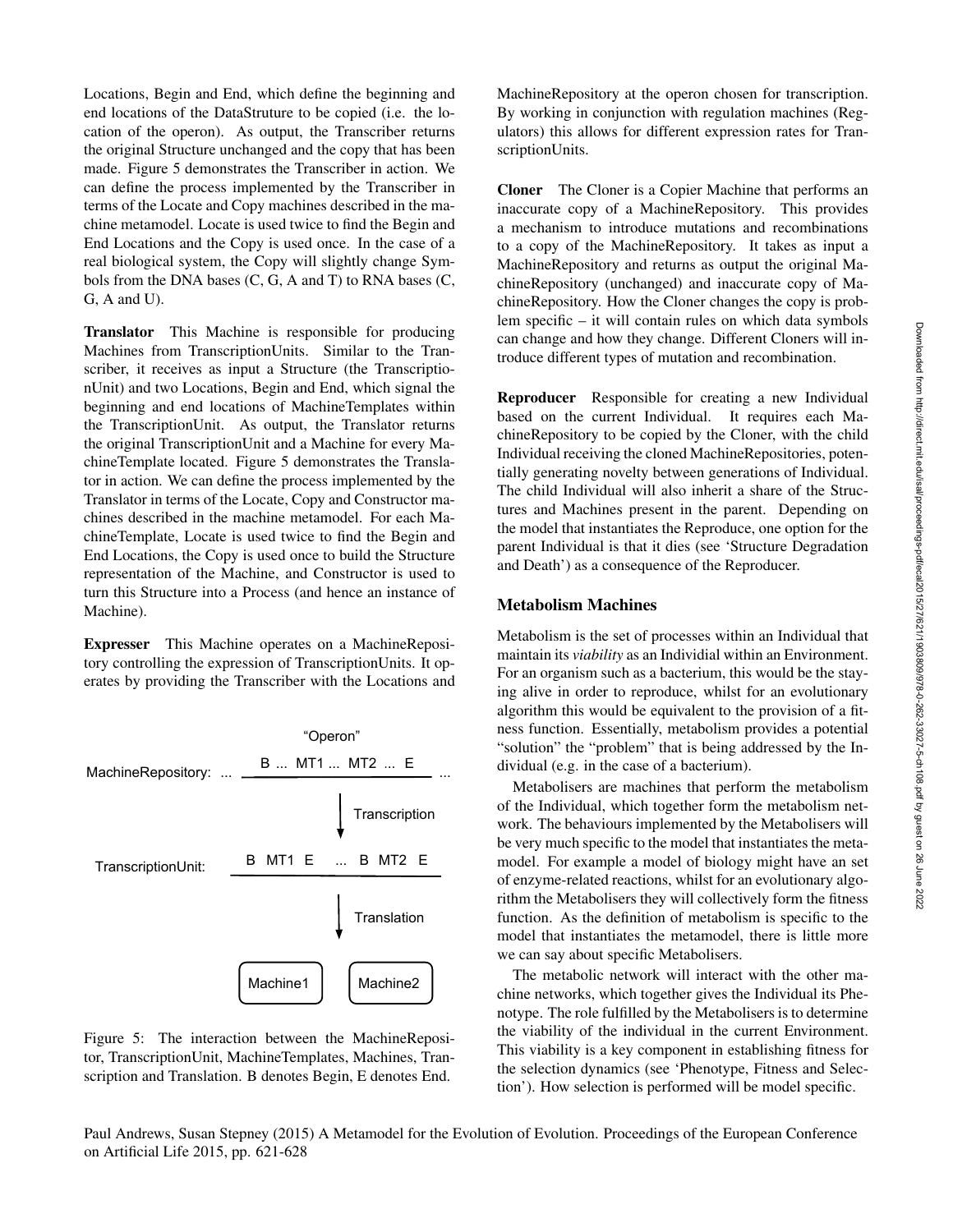Locations, Begin and End, which define the beginning and end locations of the DataStruture to be copied (i.e. the location of the operon). As output, the Transcriber returns the original Structure unchanged and the copy that has been made. Figure 5 demonstrates the Transcriber in action. We can define the process implemented by the Transcriber in terms of the Locate and Copy machines described in the machine metamodel. Locate is used twice to find the Begin and End Locations and the Copy is used once. In the case of a real biological system, the Copy will slightly change Symbols from the DNA bases (C, G, A and T) to RNA bases (C, G, A and U).

**Translator** This Machine is responsible for producing Machines from TranscriptionUnits. Similar to the Transcriber, it receives as input a Structure (the TranscriptionUnit) and two Locations, Begin and End, which signal the beginning and end locations of MachineTemplates within the TranscriptionUnit. As output, the Translator returns the original TranscriptionUnit and a Machine for every MachineTemplate located. Figure 5 demonstrates the Translator in action. We can define the process implemented by the Translator in terms of the Locate, Copy and Constructor machines described in the machine metamodel. For each MachineTemplate, Locate is used twice to find the Begin and End Locations, the Copy is used once to build the Structure representation of the Machine, and Constructor is used to turn this Structure into a Process (and hence an instance of Machine).

**Expresser** This Machine operates on a MachineRepository controlling the expression of TranscriptionUnits. It operates by providing the Transcriber with the Locations and MachineRepository at the operon chosen for transcription. By working in conjunction with regulation machines (Regulators) this allows for different expression rates for TranscriptionUnits.

"Operon"

MachineRepository: ... B ... MT1 ... MT2 ... E ...

Transcription

TranscriptionUnit: B MT1 E ... B MT2 E

Translation

Machine1 Machine2

Figure 5: The interaction between the MachineRepositor, TranscriptionUnit, MachineTemplates, Machines, Transcription and Translation. B denotes Begin, E denotes End.

**Cloner** The Cloner is a Copier Machine that performs an inaccurate copy of a MachineRepository. This provides a mechanism to introduce mutations and recombinations to a copy of the MachineRepository. It takes as input a MachineRepository and returns as output the original MachineRepository (unchanged) and inaccurate copy of MachineRepository. How the Cloner changes the copy is problem specific – it will contain rules on which data symbols can change and how they change. Different Cloners will introduce different types of mutation and recombination.

**Reproducer** Responsible for creating a new Individual based on the current Individual. It requires each MachineRepository to be copied by the Cloner, with the child Individual receiving the cloned MachineRepositories, potentially generating novelty between generations of Individual. The child Individual will also inherit a share of the Structures and Machines present in the parent. Depending on the model that instantiates the Reproduce, one option for the parent Individual is that it dies (see 'Structure Degradation and Death') as a consequence of the Reproducer.

## Metabolism Machines

Metabolism is the set of processes within an Individual that maintain its *viability* as an Individial within an Environment. For an organism such as a bacterium, this would be the staying alive in order to reproduce, whilst for an evolutionary algorithm this would be equivalent to the provision of a fitness function. Essentially, metabolism provides a potential "solution" the "problem" that is being addressed by the Individual (e.g. in the case of a bacterium).

Metabolisers are machines that perform the metabolism of the Individual, which together form the metabolism network. The behaviours implemented by the Metabolisers will be very much specific to the model that instantiates the metamodel. For example a model of biology might have an set of enzyme-related reactions, whilst for an evolutionary algorithm the Metabolisers they will collectively form the fitness function. As the definition of metabolism is specific to the model that instantiates the metamodel, there is little more we can say about specific Metabolisers.

The metabolic network will interact with the other machine networks, which together gives the Individual its Phenotype. The role fulfilled by the Metabolisers is to determine the viability of the individual in the current Environment. This viability is a key component in establishing fitness for the selection dynamics (see 'Phenotype, Fitness and Selection'). How selection is performed will be model specific.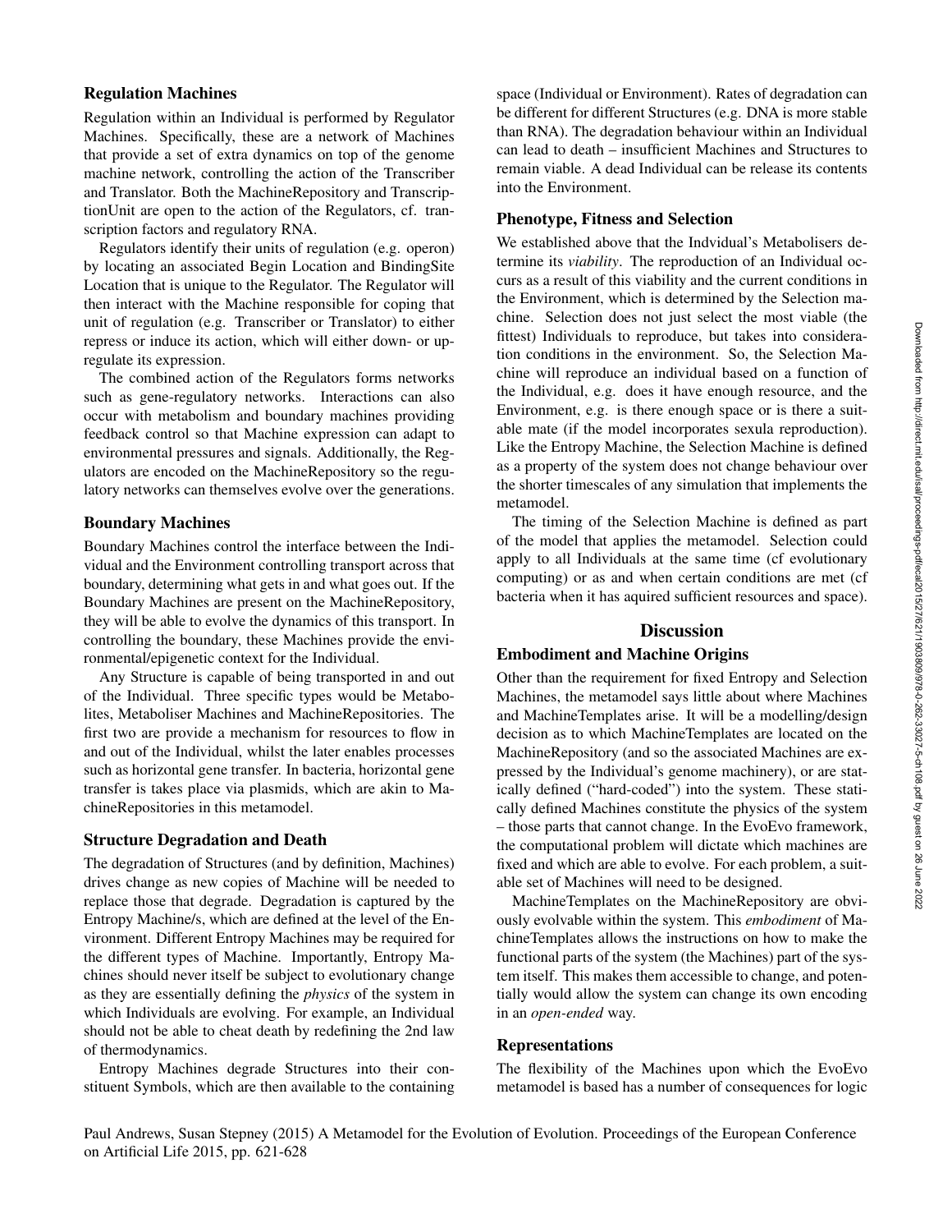### Regulation Machines

Regulation within an Individual is performed by Regulator Machines. Specifically, these are a network of Machines that provide a set of extra dynamics on top of the genome machine network, controlling the action of the Transcriber and Translator. Both the MachineRepository and TranscriptionUnit are open to the action of the Regulators, cf. transcription factors and regulatory RNA.

Regulators identify their units of regulation (e.g. operon) by locating an associated Begin Location and BindingSite Location that is unique to the Regulator. The Regulator will then interact with the Machine responsible for coping that unit of regulation (e.g. Transcriber or Translator) to either repress or induce its action, which will either down- or up-regulate its expression.

The combined action of the Regulators forms networks such as gene-regulatory networks. Interactions can also occur with metabolism and boundary machines providing feedback control so that Machine expression can adapt to environmental pressures and signals. Additionally, the Regulators are encoded on the MachineRepository so the regulatory networks can themselves evolve over the generations.

### Boundary Machines

Boundary Machines control the interface between the Individual and the Environment controlling transport across that boundary, determining what gets in and what goes out. If the Boundary Machines are present on the MachineRepository, they will be able to evolve the dynamics of this transport. In controlling the boundary, these Machines provide the environmental/epigenetic context for the Individual.

Any Structure is capable of being transported in and out of the Individual. Three specific types would be Metabolites, Metaboliser Machines and MachineRepositories. The first two are provide a mechanism for resources to flow in and out of the Individual, whilst the later enables processes such as horizontal gene transfer. In bacteria, horizontal gene transfer is takes place via plasmids, which are akin to MachineRepositories in this metamodel.

### Structure Degradation and Death

The degradation of Structures (and by definition, Machines) drives change as new copies of Machine will be needed to replace those that degrade. Degradation is captured by the Entropy Machine/s, which are defined at the level of the Environment. Different Entropy Machines may be required for the different types of Machine. Importantly, Entropy Machines should never itself be subject to evolutionary change as they are essentially defining the *physics* of the system in which Individuals are evolving. For example, an Individual should not be able to cheat death by redefining the 2nd law of thermodynamics.

Entropy Machines degrade Structures into their constituent Symbols, which are then available to the containing space (Individual or Environment). Rates of degradation can be different for different Structures (e.g. DNA is more stable than RNA). The degradation behaviour within an Individual can lead to death – insufficient Machines and Structures to remain viable. A dead Individual can be release its contents into the Environment.

### Phenotype, Fitness and Selection

We established above that the Indvidual's Metabolisers determine its *viability*. The reproduction of an Individual occurs as a result of this viability and the current conditions in the Environment, which is determined by the Selection machine. Selection does not just select the most viable (the fittest) Individuals to reproduce, but takes into consideration conditions in the environment. So, the Selection Machine will reproduce an individual based on a function of the Individual, e.g. does it have enough resource, and the Environment, e.g. is there enough space or is there a suitable mate (if the model incorporates sexula reproduction). Like the Entropy Machine, the Selection Machine is defined as a property of the system does not change behaviour over the shorter timescales of any simulation that implements the metamodel.

The timing of the Selection Machine is defined as part of the model that applies the metamodel. Selection could apply to all Individuals at the same time (cf evolutionary computing) or as and when certain conditions are met (cf bacteria when it has aquired sufficient resources and space).

## Discussion

### Embodiment and Machine Origins

Other than the requirement for fixed Entropy and Selection Machines, the metamodel says little about where Machines and MachineTemplates arise. It will be a modelling/design decision as to which MachineTemplates are located on the MachineRepository (and so the associated Machines are expressed by the Individual's genome machinery), or are statically defined ("hard-coded") into the system. These statically defined Machines constitute the physics of the system – those parts that cannot change. In the EvoEvo framework, the computational problem will dictate which machines are fixed and which are able to evolve. For each problem, a suitable set of Machines will need to be designed.

MachineTemplates on the MachineRepository are obviously evolvable within the system. This *embodiment* of MachineTemplates allows the instructions on how to make the functional parts of the system (the Machines) part of the system itself. This makes them accessible to change, and potentially would allow the system can change its own encoding in an *open-ended* way.

### Representations

The flexibility of the Machines upon which the EvoEvo metamodel is based has a number of consequences for logic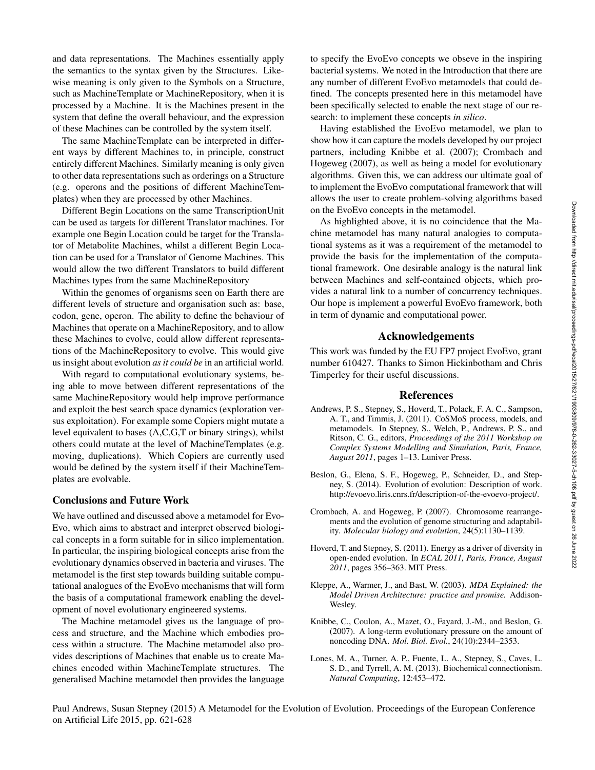and data representations. The Machines essentially apply the semantics to the syntax given by the Structures. Likewise meaning is only given to the Symbols on a Structure, such as MachineTemplate or MachineRepository, when it is processed by a Machine. It is the Machines present in the system that define the overall behaviour, and the expression of these Machines can be controlled by the system itself.

The same MachineTemplate can be interpreted in different ways by different Machines to, in principle, construct entirely different Machines. Similarly meaning is only given to other data representations such as orderings on a Structure (e.g. operons and the positions of different MachineTemplates) when they are processed by other Machines.

Different Begin Locations on the same TranscriptionUnit can be used as targets for different Translator machines. For example one Begin Location could be target for the Translator of Metabolite Machines, whilst a different Begin Location can be used for a Translator of Genome Machines. This would allow the two different Translators to build different Machines types from the same MachineRepository

Within the genomes of organisms seen on Earth there are different levels of structure and organisation such as: base, codon, gene, operon. The ability to define the behaviour of Machines that operate on a MachineRepository, and to allow these Machines to evolve, could allow different representations of the MachineRepository to evolve. This would give us insight about evolution *as it could be* in an artificial world.

With regard to computational evolutionary systems, being able to move between different representations of the same MachineRepository would help improve performance and exploit the best search space dynamics (exploration versus exploitation). For example some Copiers might mutate a level equivalent to bases (A,C,G,T or binary strings), whilst others could mutate at the level of MachineTemplates (e.g. moving, duplications). Which Copiers are currently used would be defined by the system itself if their MachineTemplates are evolvable.

### Conclusions and Future Work

We have outlined and discussed above a metamodel for EvoEvo, which aims to abstract and interpret observed biological concepts in a form suitable for in silico implementation. In particular, the inspiring biological concepts arise from the evolutionary dynamics observed in bacteria and viruses. The metamodel is the first step towards building suitable computational analogues of the EvoEvo mechanisms that will form the basis of a computational framework enabling the development of novel evolutionary engineered systems.

The Machine metamodel gives us the language of process and structure, and the Machine which embodies process within a structure. The Machine metamodel also provides descriptions of Machines that enable us to create Machines encoded within MachineTemplate structures. The generalised Machine metamodel then provides the language to specify the EvoEvo concepts we obseve in the inspiring bacterial systems. We noted in the Introduction that there are any number of different EvoEvo metamodels that could defined. The concepts presented here in this metamodel have been specifically selected to enable the next stage of our research: to implement these concepts *in silico*.

Having established the EvoEvo metamodel, we plan to show how it can capture the models developed by our project partners, including Knibbe et al. (2007); Crombach and Hogeweg (2007), as well as being a model for evolutionary algorithms. Given this, we can address our ultimate goal of to implement the EvoEvo computational framework that will allows the user to create problem-solving algorithms based on the EvoEvo concepts in the metamodel.

As highlighted above, it is no coincidence that the Machine metamodel has many natural analogies to computational systems as it was a requirement of the metamodel to provide the basis for the implementation of the computational framework. One desirable analogy is the natural link between Machines and self-contained objects, which provides a natural link to a number of concurrency techniques. Our hope is implement a powerful EvoEvo framework, both in term of dynamic and computational power.

## Acknowledgements

This work was funded by the EU FP7 project EvoEvo, grant number 610427. Thanks to Simon Hickinbotham and Chris Timperley for their useful discussions.

## References

Andrews, P. S., Stepney, S., Hoverd, T., Polack, F. A. C., Sampson, A. T., and Timmis, J. (2011). CoSMoS process, models, and metamodels. In Stepney, S., Welch, P., Andrews, P. S., and Ritson, C. G., editors, *Proceedings of the 2011 Workshop on Complex Systems Modelling and Simulation, Paris, France, August 2011*, pages 1–13. Luniver Press.

Beslon, G., Elena, S. F., Hogeweg, P., Schneider, D., and Stepney, S. (2014). Evolution of evolution: Description of work. http://evoevo.liris.cnrs.fr/description-of-the-evoevo-project/.

Crombach, A. and Hogeweg, P. (2007). Chromosome rearrangements and the evolution of genome structuring and adaptability. *Molecular biology and evolution*, 24(5):1130–1139.

Hoverd, T. and Stepney, S. (2011). Energy as a driver of diversity in open-ended evolution. In *ECAL 2011, Paris, France, August 2011*, pages 356–363. MIT Press.

Kleppe, A., Warmer, J., and Bast, W. (2003). *MDA Explained: the Model Driven Architecture: practice and promise.* Addison-Wesley.

Knibbe, C., Coulon, A., Mazet, O., Fayard, J.-M., and Beslon, G. (2007). A long-term evolutionary pressure on the amount of noncoding DNA. *Mol. Biol. Evol.*, 24(10):2344–2353.

Lones, M. A., Turner, A. P., Fuente, L. A., Stepney, S., Caves, L. S. D., and Tyrrell, A. M. (2013). Biochemical connectionism. *Natural Computing*, 12:453–472.